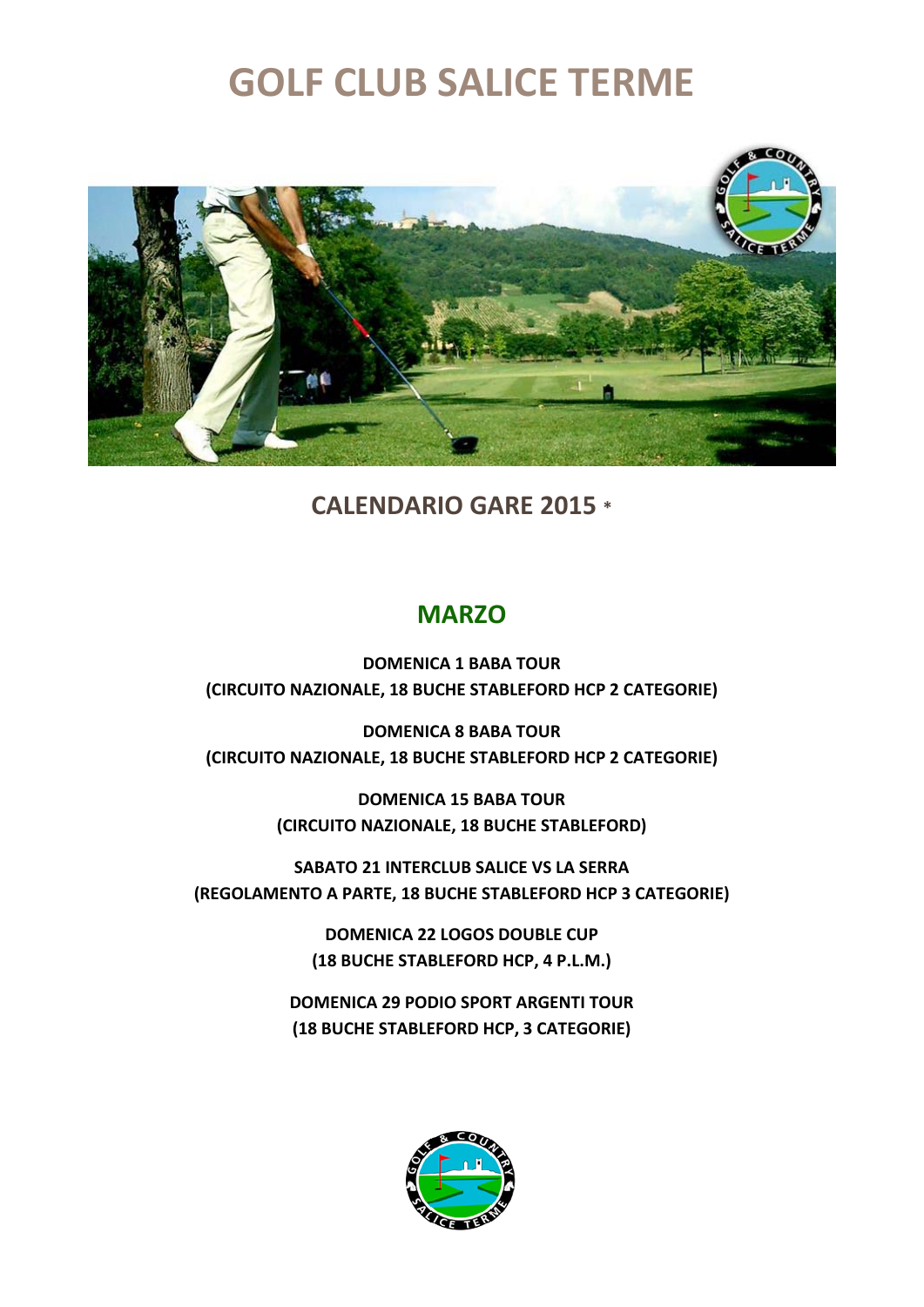# GOLF CLUB SALICE TERME

## CALENDARIO GARE 2015 *

### MARZO

**DOMENICA 1 BABA TOUR**
**(CIRCUITO NAZIONALE, 18 BUCHE STABLEFORD HCP 2 CATEGORIE)**

**DOMENICA 8 BABA TOUR**
**(CIRCUITO NAZIONALE, 18 BUCHE STABLEFORD HCP 2 CATEGORIE)**

**DOMENICA 15 BABA TOUR**
**(CIRCUITO NAZIONALE, 18 BUCHE STABLEFORD)**

**SABATO 21 INTERCLUB SALICE VS LA SERRA**
**(REGOLAMENTO A PARTE, 18 BUCHE STABLEFORD HCP 3 CATEGORIE)**

**DOMENICA 22 LOGOS DOUBLE CUP**
**(18 BUCHE STABLEFORD HCP, 4 P.L.M.)**

**DOMENICA 29 PODIO SPORT ARGENTI TOUR**
**(18 BUCHE STABLEFORD HCP, 3 CATEGORIE)**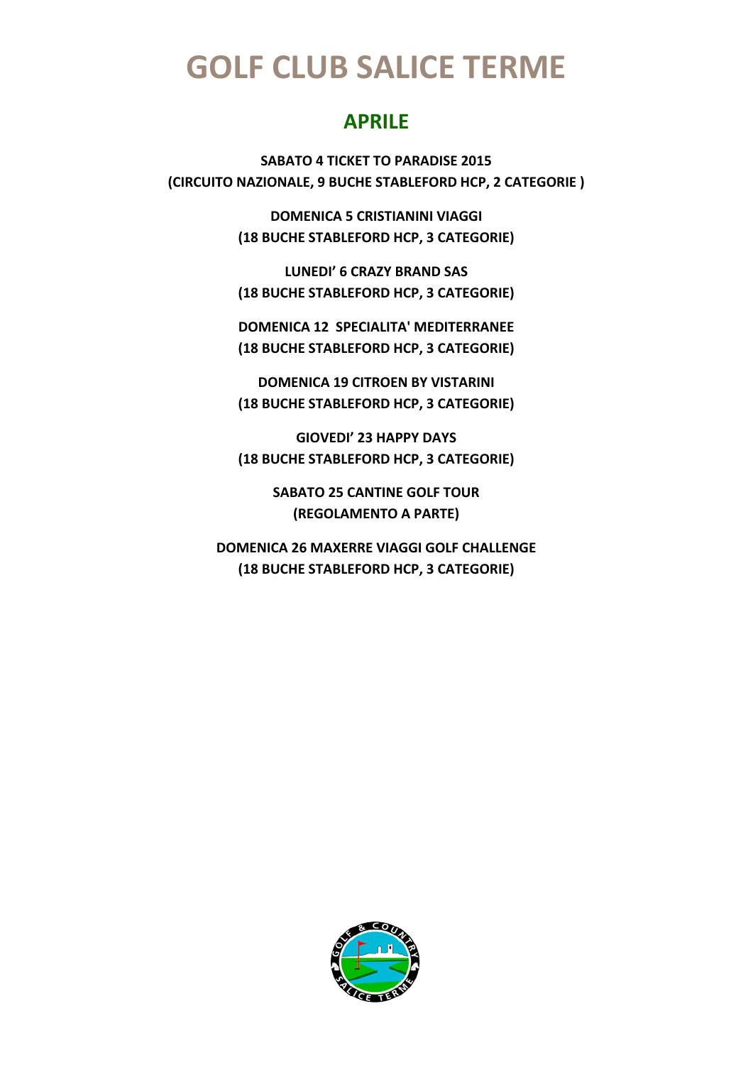# GOLF CLUB SALICE TERME

## APRILE

**SABATO 4 TICKET TO PARADISE 2015**
**(CIRCUITO NAZIONALE, 9 BUCHE STABLEFORD HCP, 2 CATEGORIE )**

**DOMENICA 5 CRISTIANINI VIAGGI**
**(18 BUCHE STABLEFORD HCP, 3 CATEGORIE)**

**LUNEDI' 6 CRAZY BRAND SAS**
**(18 BUCHE STABLEFORD HCP, 3 CATEGORIE)**

**DOMENICA 12 SPECIALITA' MEDITERRANEE**
**(18 BUCHE STABLEFORD HCP, 3 CATEGORIE)**

**DOMENICA 19 CITROEN BY VISTARINI**
**(18 BUCHE STABLEFORD HCP, 3 CATEGORIE)**

**GIOVEDI' 23 HAPPY DAYS**
**(18 BUCHE STABLEFORD HCP, 3 CATEGORIE)**

**SABATO 25 CANTINE GOLF TOUR**
**(REGOLAMENTO A PARTE)**

**DOMENICA 26 MAXERRE VIAGGI GOLF CHALLENGE**
**(18 BUCHE STABLEFORD HCP, 3 CATEGORIE)**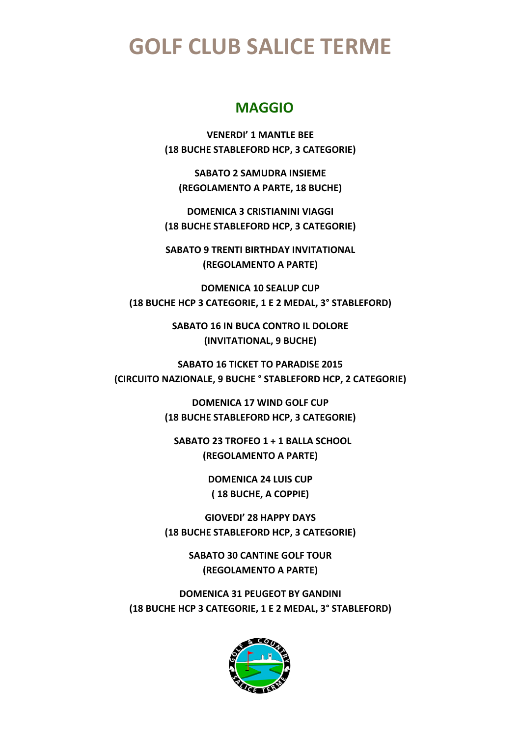# GOLF CLUB SALICE TERME

## MAGGIO

**VENERDI' 1 MANTLE BEE**
**(18 BUCHE STABLEFORD HCP, 3 CATEGORIE)**

**SABATO 2 SAMUDRA INSIEME**
**(REGOLAMENTO A PARTE, 18 BUCHE)**

**DOMENICA 3 CRISTIANINI VIAGGI**
**(18 BUCHE STABLEFORD HCP, 3 CATEGORIE)**

**SABATO 9 TRENTI BIRTHDAY INVITATIONAL**
**(REGOLAMENTO A PARTE)**

**DOMENICA 10 SEALUP CUP**
**(18 BUCHE HCP 3 CATEGORIE, 1 E 2 MEDAL, 3° STABLEFORD)**

**SABATO 16 IN BUCA CONTRO IL DOLORE**
**(INVITATIONAL, 9 BUCHE)**

**SABATO 16 TICKET TO PARADISE 2015**
**(CIRCUITO NAZIONALE, 9 BUCHE ° STABLEFORD HCP, 2 CATEGORIE)**

**DOMENICA 17 WIND GOLF CUP**
**(18 BUCHE STABLEFORD HCP, 3 CATEGORIE)**

**SABATO 23 TROFEO 1 + 1 BALLA SCHOOL**
**(REGOLAMENTO A PARTE)**

**DOMENICA 24 LUIS CUP**
**( 18 BUCHE, A COPPIE)**

**GIOVEDI' 28 HAPPY DAYS**
**(18 BUCHE STABLEFORD HCP, 3 CATEGORIE)**

**SABATO 30 CANTINE GOLF TOUR**
**(REGOLAMENTO A PARTE)**

**DOMENICA 31 PEUGEOT BY GANDINI**
**(18 BUCHE HCP 3 CATEGORIE, 1 E 2 MEDAL, 3° STABLEFORD)**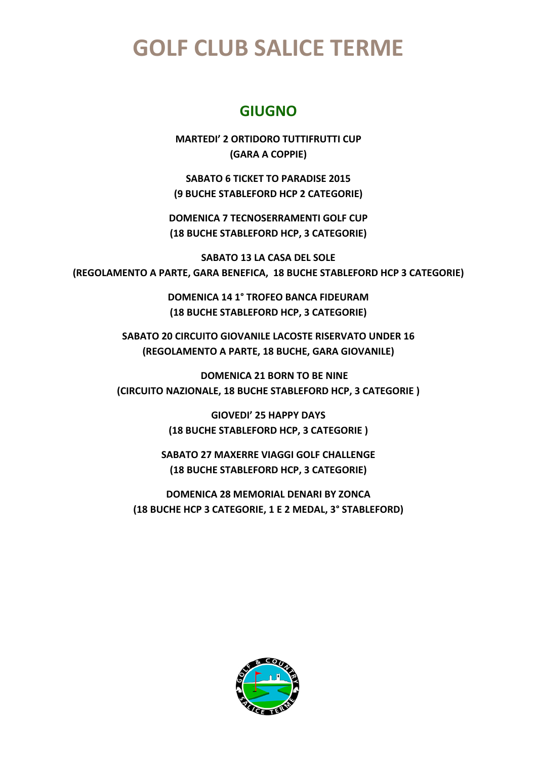# GOLF CLUB SALICE TERME

## GIUGNO

**MARTEDI' 2 ORTIDORO TUTTIFRUTTI CUP**
**(GARA A COPPIE)**

**SABATO 6 TICKET TO PARADISE 2015**
**(9 BUCHE STABLEFORD HCP 2 CATEGORIE)**

**DOMENICA 7 TECNOSERRAMENTI GOLF CUP**
**(18 BUCHE STABLEFORD HCP, 3 CATEGORIE)**

**SABATO 13 LA CASA DEL SOLE**
**(REGOLAMENTO A PARTE, GARA BENEFICA, 18 BUCHE STABLEFORD HCP 3 CATEGORIE)**

**DOMENICA 14 1° TROFEO BANCA FIDEURAM**
**(18 BUCHE STABLEFORD HCP, 3 CATEGORIE)**

**SABATO 20 CIRCUITO GIOVANILE LACOSTE RISERVATO UNDER 16**
**(REGOLAMENTO A PARTE, 18 BUCHE, GARA GIOVANILE)**

**DOMENICA 21 BORN TO BE NINE**
**(CIRCUITO NAZIONALE, 18 BUCHE STABLEFORD HCP, 3 CATEGORIE )**

**GIOVEDI' 25 HAPPY DAYS**
**(18 BUCHE STABLEFORD HCP, 3 CATEGORIE )**

**SABATO 27 MAXERRE VIAGGI GOLF CHALLENGE**
**(18 BUCHE STABLEFORD HCP, 3 CATEGORIE)**

**DOMENICA 28 MEMORIAL DENARI BY ZONCA**
**(18 BUCHE HCP 3 CATEGORIE, 1 E 2 MEDAL, 3° STABLEFORD)**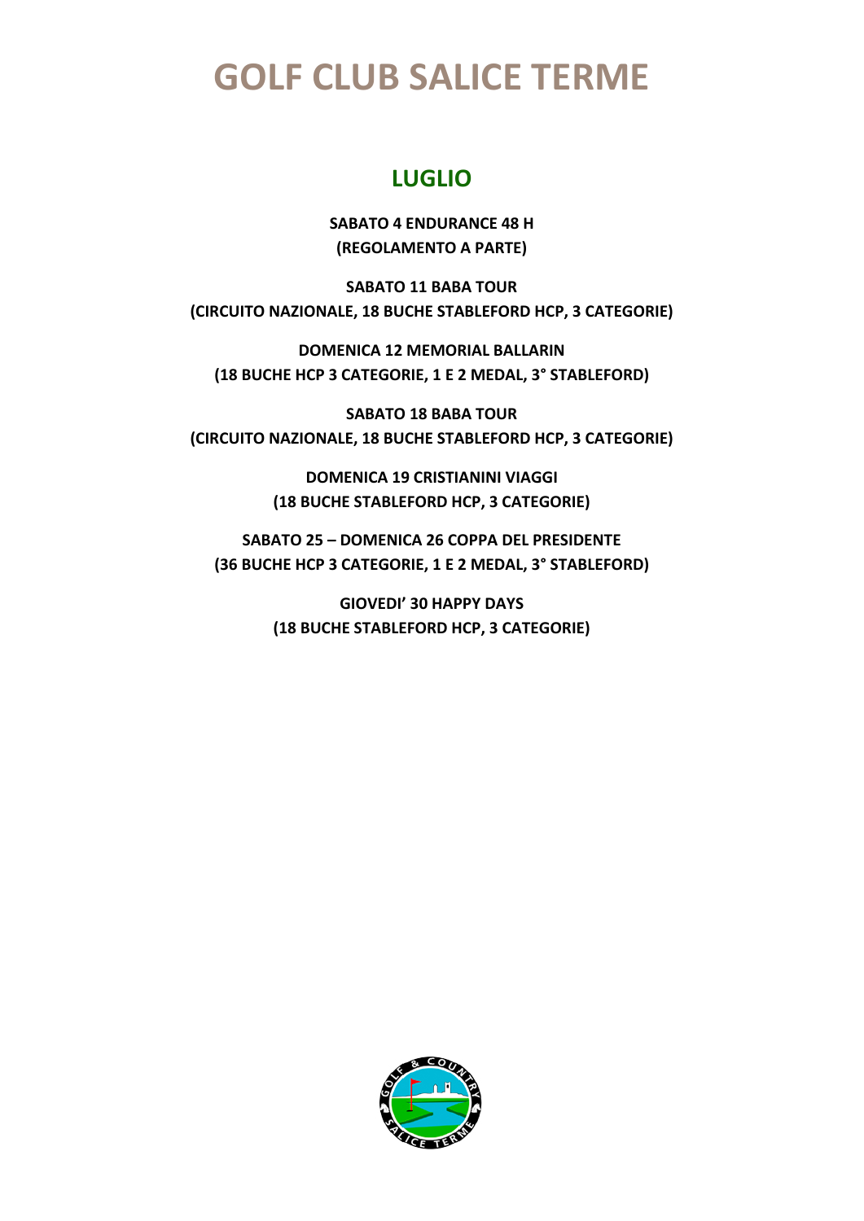# GOLF CLUB SALICE TERME

## LUGLIO

**SABATO 4 ENDURANCE 48 H**
**(REGOLAMENTO A PARTE)**

**SABATO 11 BABA TOUR**
**(CIRCUITO NAZIONALE, 18 BUCHE STABLEFORD HCP, 3 CATEGORIE)**

**DOMENICA 12 MEMORIAL BALLARIN**
**(18 BUCHE HCP 3 CATEGORIE, 1 E 2 MEDAL, 3° STABLEFORD)**

**SABATO 18 BABA TOUR**
**(CIRCUITO NAZIONALE, 18 BUCHE STABLEFORD HCP, 3 CATEGORIE)**

**DOMENICA 19 CRISTIANINI VIAGGI**
**(18 BUCHE STABLEFORD HCP, 3 CATEGORIE)**

**SABATO 25 – DOMENICA 26 COPPA DEL PRESIDENTE**
**(36 BUCHE HCP 3 CATEGORIE, 1 E 2 MEDAL, 3° STABLEFORD)**

**GIOVEDI' 30 HAPPY DAYS**
**(18 BUCHE STABLEFORD HCP, 3 CATEGORIE)**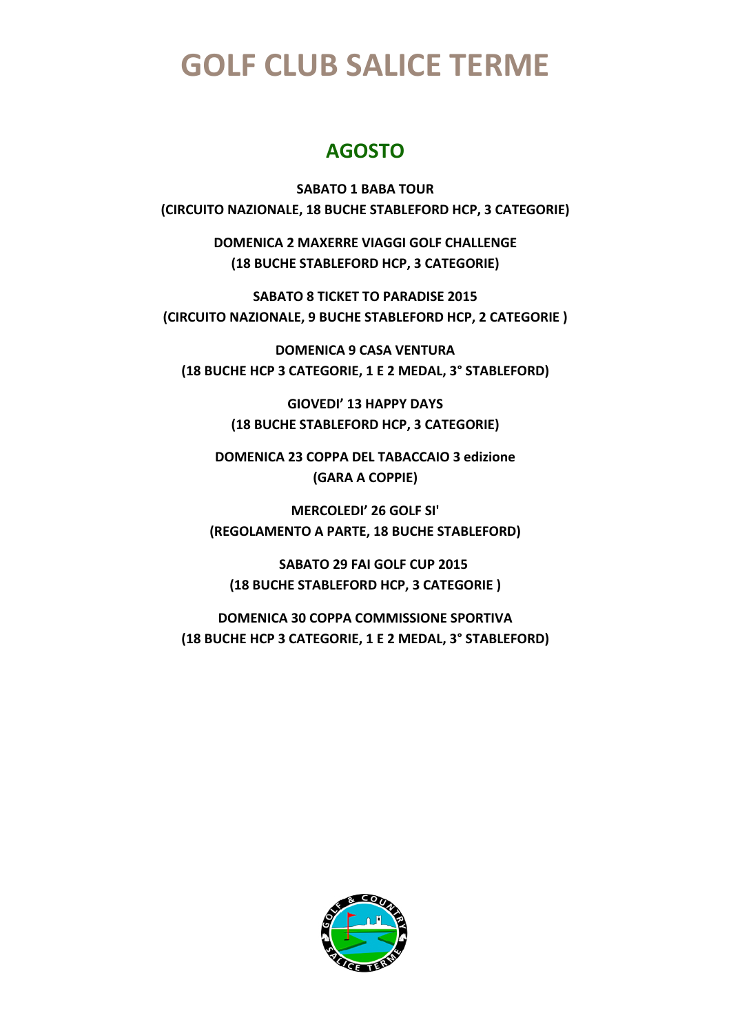# GOLF CLUB SALICE TERME

## AGOSTO

**SABATO 1 BABA TOUR**
**(CIRCUITO NAZIONALE, 18 BUCHE STABLEFORD HCP, 3 CATEGORIE)**

**DOMENICA 2 MAXERRE VIAGGI GOLF CHALLENGE**
**(18 BUCHE STABLEFORD HCP, 3 CATEGORIE)**

**SABATO 8 TICKET TO PARADISE 2015**
**(CIRCUITO NAZIONALE, 9 BUCHE STABLEFORD HCP, 2 CATEGORIE )**

**DOMENICA 9 CASA VENTURA**
**(18 BUCHE HCP 3 CATEGORIE, 1 E 2 MEDAL, 3° STABLEFORD)**

**GIOVEDI' 13 HAPPY DAYS**
**(18 BUCHE STABLEFORD HCP, 3 CATEGORIE)**

**DOMENICA 23 COPPA DEL TABACCAIO 3 edizione**
**(GARA A COPPIE)**

**MERCOLEDI' 26 GOLF SI'**
**(REGOLAMENTO A PARTE, 18 BUCHE STABLEFORD)**

**SABATO 29 FAI GOLF CUP 2015**
**(18 BUCHE STABLEFORD HCP, 3 CATEGORIE )**

**DOMENICA 30 COPPA COMMISSIONE SPORTIVA**
**(18 BUCHE HCP 3 CATEGORIE, 1 E 2 MEDAL, 3° STABLEFORD)**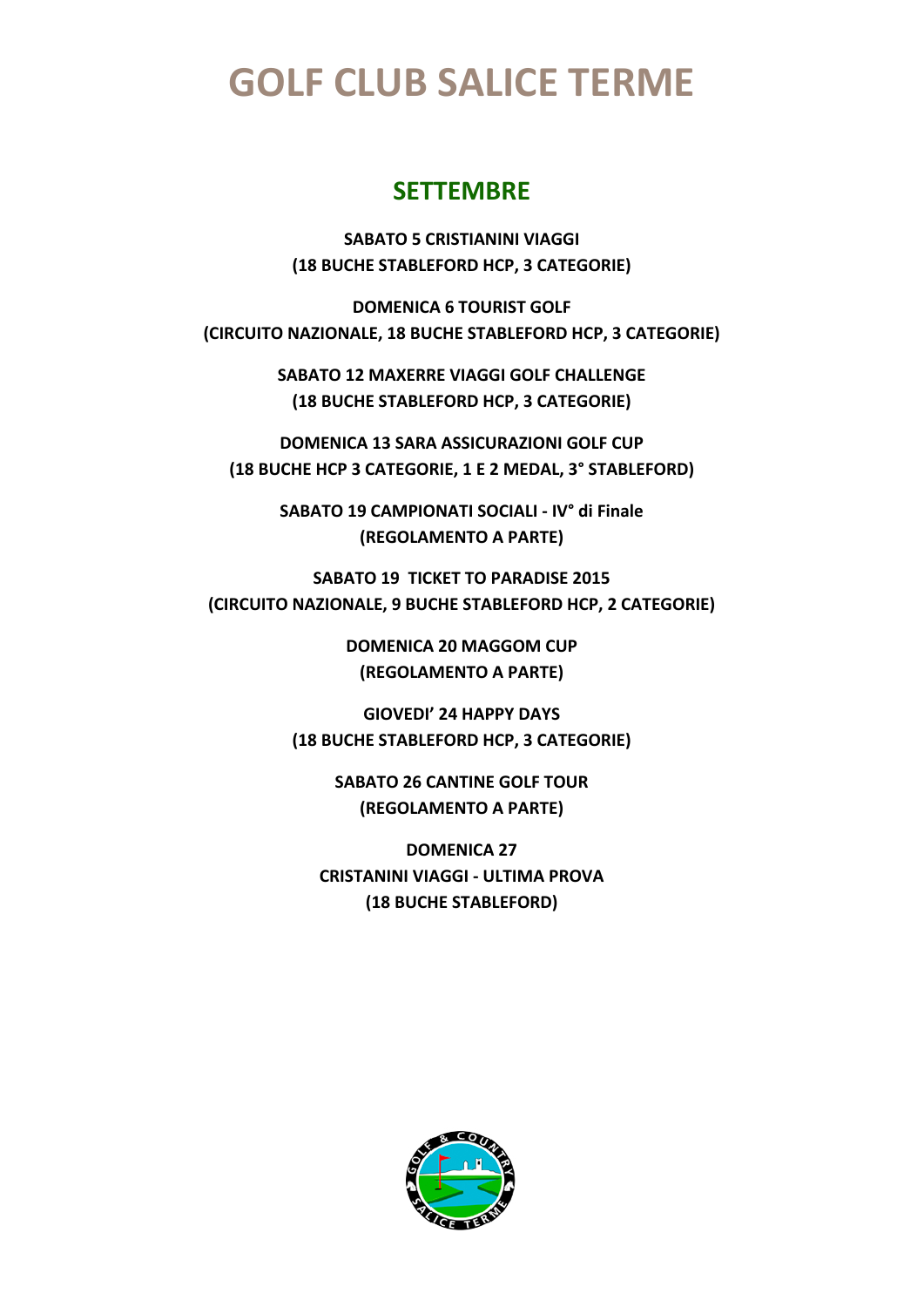# GOLF CLUB SALICE TERME

## SETTEMBRE

**SABATO 5 CRISTIANINI VIAGGI**
**(18 BUCHE STABLEFORD HCP, 3 CATEGORIE)**

**DOMENICA 6 TOURIST GOLF**
**(CIRCUITO NAZIONALE, 18 BUCHE STABLEFORD HCP, 3 CATEGORIE)**

**SABATO 12 MAXERRE VIAGGI GOLF CHALLENGE**
**(18 BUCHE STABLEFORD HCP, 3 CATEGORIE)**

**DOMENICA 13 SARA ASSICURAZIONI GOLF CUP**
**(18 BUCHE HCP 3 CATEGORIE, 1 E 2 MEDAL, 3° STABLEFORD)**

**SABATO 19 CAMPIONATI SOCIALI - IV° di Finale**
**(REGOLAMENTO A PARTE)**

**SABATO 19 TICKET TO PARADISE 2015**
**(CIRCUITO NAZIONALE, 9 BUCHE STABLEFORD HCP, 2 CATEGORIE)**

**DOMENICA 20 MAGGOM CUP**
**(REGOLAMENTO A PARTE)**

**GIOVEDI' 24 HAPPY DAYS**
**(18 BUCHE STABLEFORD HCP, 3 CATEGORIE)**

**SABATO 26 CANTINE GOLF TOUR**
**(REGOLAMENTO A PARTE)**

**DOMENICA 27**
**CRISTANINI VIAGGI - ULTIMA PROVA**
**(18 BUCHE STABLEFORD)**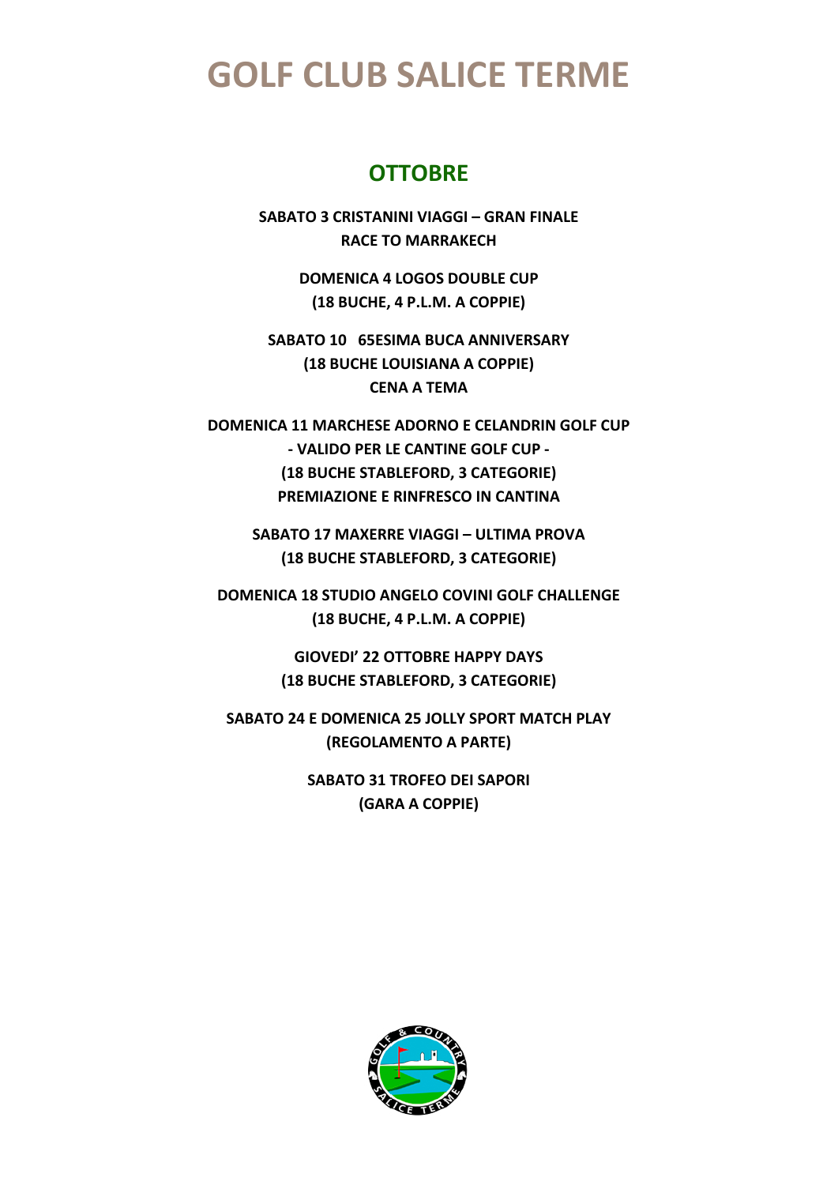# GOLF CLUB SALICE TERME

## OTTOBRE

**SABATO 3 CRISTANINI VIAGGI – GRAN FINALE**
**RACE TO MARRAKECH**

**DOMENICA 4 LOGOS DOUBLE CUP**
**(18 BUCHE, 4 P.L.M. A COPPIE)**

**SABATO 10 65ESIMA BUCA ANNIVERSARY**
**(18 BUCHE LOUISIANA A COPPIE)**
**CENA A TEMA**

**DOMENICA 11 MARCHESE ADORNO E CELANDRIN GOLF CUP**
**- VALIDO PER LE CANTINE GOLF CUP -**
**(18 BUCHE STABLEFORD, 3 CATEGORIE)**
**PREMIAZIONE E RINFRESCO IN CANTINA**

**SABATO 17 MAXERRE VIAGGI – ULTIMA PROVA**
**(18 BUCHE STABLEFORD, 3 CATEGORIE)**

**DOMENICA 18 STUDIO ANGELO COVINI GOLF CHALLENGE**
**(18 BUCHE, 4 P.L.M. A COPPIE)**

**GIOVEDI' 22 OTTOBRE HAPPY DAYS**
**(18 BUCHE STABLEFORD, 3 CATEGORIE)**

**SABATO 24 E DOMENICA 25 JOLLY SPORT MATCH PLAY**
**(REGOLAMENTO A PARTE)**

**SABATO 31 TROFEO DEI SAPORI**
**(GARA A COPPIE)**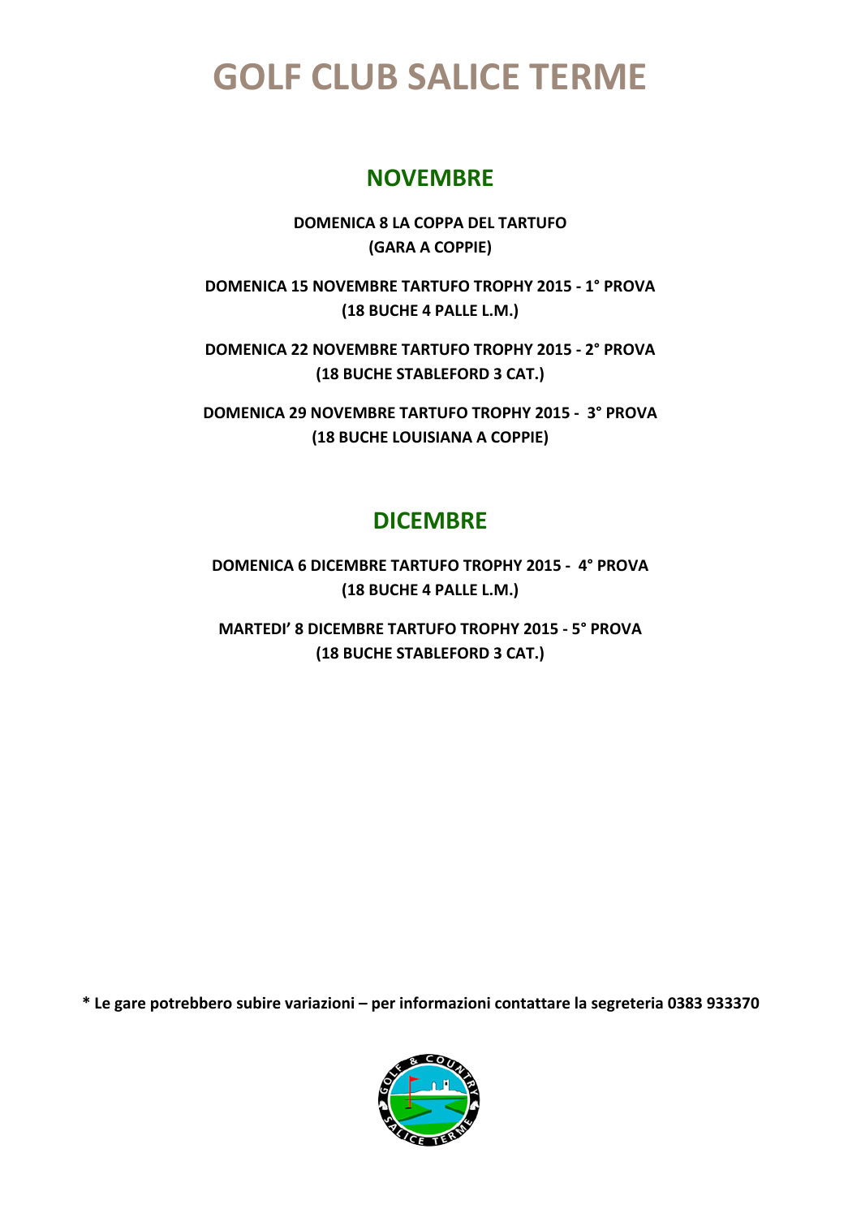# GOLF CLUB SALICE TERME

## NOVEMBRE

**DOMENICA 8 LA COPPA DEL TARTUFO**
**(GARA A COPPIE)**

**DOMENICA 15 NOVEMBRE TARTUFO TROPHY 2015 - 1° PROVA**
**(18 BUCHE 4 PALLE L.M.)**

**DOMENICA 22 NOVEMBRE TARTUFO TROPHY 2015 - 2° PROVA**
**(18 BUCHE STABLEFORD 3 CAT.)**

**DOMENICA 29 NOVEMBRE TARTUFO TROPHY 2015 - 3° PROVA**
**(18 BUCHE LOUISIANA A COPPIE)**

## DICEMBRE

**DOMENICA 6 DICEMBRE TARTUFO TROPHY 2015 - 4° PROVA**
**(18 BUCHE 4 PALLE L.M.)**

**MARTEDI' 8 DICEMBRE TARTUFO TROPHY 2015 - 5° PROVA**
**(18 BUCHE STABLEFORD 3 CAT.)**

**\* Le gare potrebbero subire variazioni – per informazioni contattare la segreteria 0383 933370**